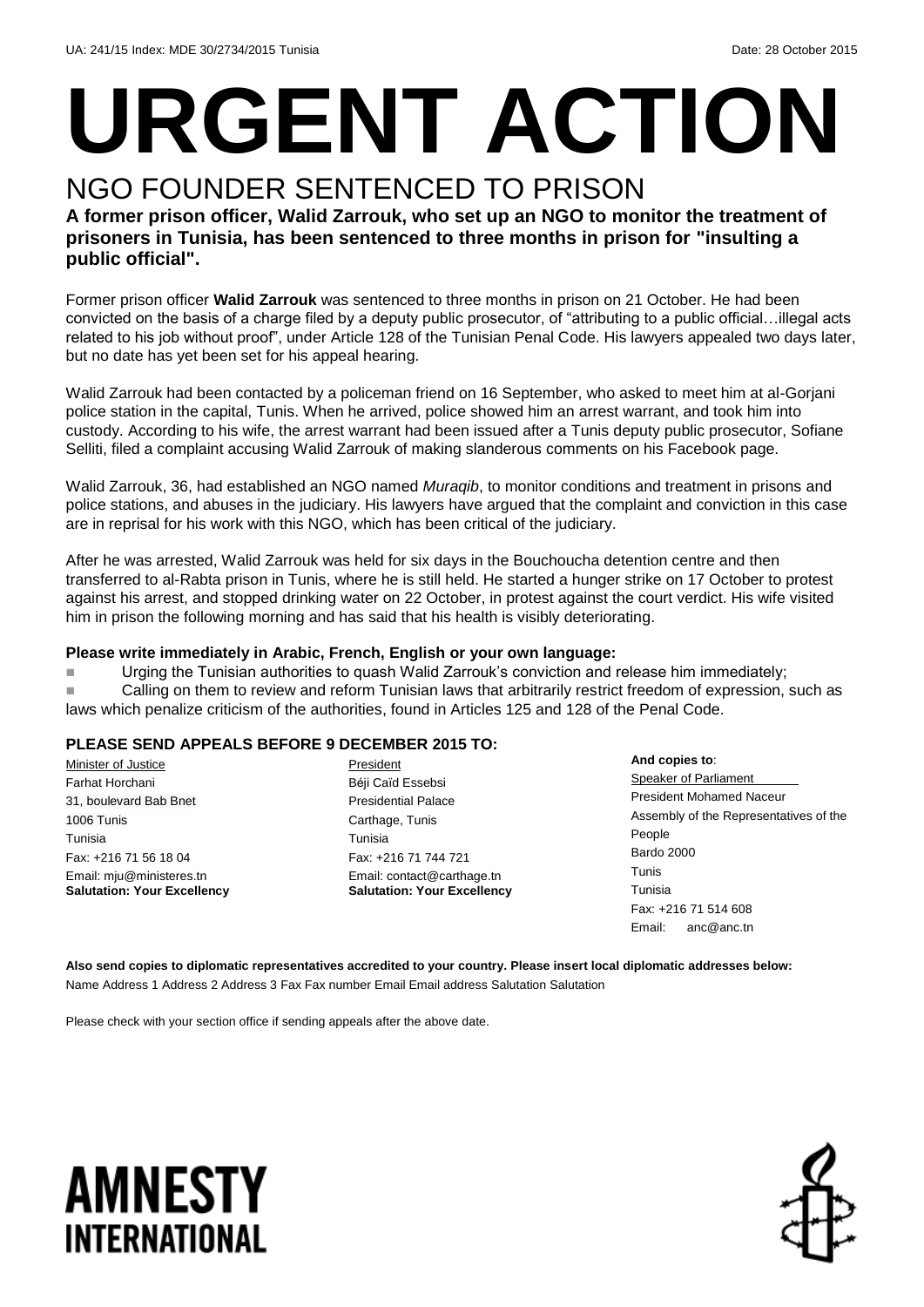UA: 241/15 Index: MDE 30/2734/2015 Tunisia Date: 28 October 2015

# URGENT ACTION

## NGO FOUNDER SENTENCED TO PRISON

**A former prison officer, Walid Zarrouk, who set up an NGO to monitor the treatment of prisoners in Tunisia, has been sentenced to three months in prison for "insulting a public official".**

Former prison officer **Walid Zarrouk** was sentenced to three months in prison on 21 October. He had been convicted on the basis of a charge filed by a deputy public prosecutor, of "attributing to a public official…illegal acts related to his job without proof", under Article 128 of the Tunisian Penal Code. His lawyers appealed two days later, but no date has yet been set for his appeal hearing.

Walid Zarrouk had been contacted by a policeman friend on 16 September, who asked to meet him at al-Gorjani police station in the capital, Tunis. When he arrived, police showed him an arrest warrant, and took him into custody. According to his wife, the arrest warrant had been issued after a Tunis deputy public prosecutor, Sofiane Selliti, filed a complaint accusing Walid Zarrouk of making slanderous comments on his Facebook page.

Walid Zarrouk, 36, had established an NGO named *Muraqib*, to monitor conditions and treatment in prisons and police stations, and abuses in the judiciary. His lawyers have argued that the complaint and conviction in this case are in reprisal for his work with this NGO, which has been critical of the judiciary.

After he was arrested, Walid Zarrouk was held for six days in the Bouchoucha detention centre and then transferred to al-Rabta prison in Tunis, where he is still held. He started a hunger strike on 17 October to protest against his arrest, and stopped drinking water on 22 October, in protest against the court verdict. His wife visited him in prison the following morning and has said that his health is visibly deteriorating.

**Please write immediately in Arabic, French, English or your own language:**

- Urging the Tunisian authorities to quash Walid Zarrouk's conviction and release him immediately;
- Calling on them to review and reform Tunisian laws that arbitrarily restrict freedom of expression, such as laws which penalize criticism of the authorities, found in Articles 125 and 128 of the Penal Code.

**PLEASE SEND APPEALS BEFORE 9 DECEMBER 2015 TO:**

Minister of Justice
Farhat Horchani
31, boulevard Bab Bnet
1006 Tunis
Tunisia
Fax: +216 71 56 18 04
Email: mju@ministeres.tn
**Salutation: Your Excellency**

President
Béji Caïd Essebsi
Presidential Palace
Carthage, Tunis
Tunisia
Fax: +216 71 744 721
Email: contact@carthage.tn
**Salutation: Your Excellency**

**And copies to**:
Speaker of Parliament
President Mohamed Naceur
Assembly of the Representatives of the People
Bardo 2000
Tunis
Tunisia
Fax: +216 71 514 608
Email: anc@anc.tn

**Also send copies to diplomatic representatives accredited to your country. Please insert local diplomatic addresses below:**
Name Address 1 Address 2 Address 3 Fax Fax number Email Email address Salutation Salutation

Please check with your section office if sending appeals after the above date.

AMNESTY INTERNATIONAL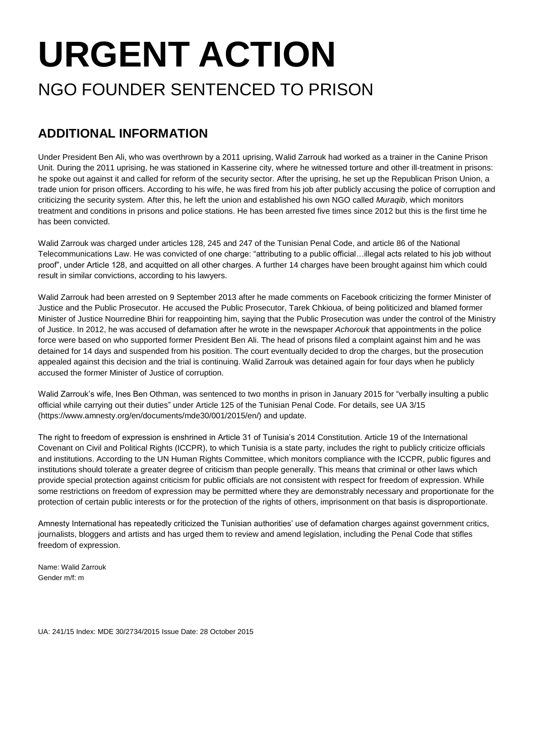# URGENT ACTION

## NGO FOUNDER SENTENCED TO PRISON

### ADDITIONAL INFORMATION

Under President Ben Ali, who was overthrown by a 2011 uprising, Walid Zarrouk had worked as a trainer in the Canine Prison Unit. During the 2011 uprising, he was stationed in Kasserine city, where he witnessed torture and other ill-treatment in prisons: he spoke out against it and called for reform of the security sector. After the uprising, he set up the Republican Prison Union, a trade union for prison officers. According to his wife, he was fired from his job after publicly accusing the police of corruption and criticizing the security system. After this, he left the union and established his own NGO called *Muraqib*, which monitors treatment and conditions in prisons and police stations. He has been arrested five times since 2012 but this is the first time he has been convicted.

Walid Zarrouk was charged under articles 128, 245 and 247 of the Tunisian Penal Code, and article 86 of the National Telecommunications Law. He was convicted of one charge: "attributing to a public official…illegal acts related to his job without proof", under Article 128, and acquitted on all other charges. A further 14 charges have been brought against him which could result in similar convictions, according to his lawyers.

Walid Zarrouk had been arrested on 9 September 2013 after he made comments on Facebook criticizing the former Minister of Justice and the Public Prosecutor. He accused the Public Prosecutor, Tarek Chkioua, of being politicized and blamed former Minister of Justice Nourredine Bhiri for reappointing him, saying that the Public Prosecution was under the control of the Ministry of Justice. In 2012, he was accused of defamation after he wrote in the newspaper *Achorouk* that appointments in the police force were based on who supported former President Ben Ali. The head of prisons filed a complaint against him and he was detained for 14 days and suspended from his position. The court eventually decided to drop the charges, but the prosecution appealed against this decision and the trial is continuing. Walid Zarrouk was detained again for four days when he publicly accused the former Minister of Justice of corruption.

Walid Zarrouk's wife, Ines Ben Othman, was sentenced to two months in prison in January 2015 for "verbally insulting a public official while carrying out their duties" under Article 125 of the Tunisian Penal Code. For details, see UA 3/15 (https://www.amnesty.org/en/documents/mde30/001/2015/en/) and update.

The right to freedom of expression is enshrined in Article 31 of Tunisia's 2014 Constitution. Article 19 of the International Covenant on Civil and Political Rights (ICCPR), to which Tunisia is a state party, includes the right to publicly criticize officials and institutions. According to the UN Human Rights Committee, which monitors compliance with the ICCPR, public figures and institutions should tolerate a greater degree of criticism than people generally. This means that criminal or other laws which provide special protection against criticism for public officials are not consistent with respect for freedom of expression. While some restrictions on freedom of expression may be permitted where they are demonstrably necessary and proportionate for the protection of certain public interests or for the protection of the rights of others, imprisonment on that basis is disproportionate.

Amnesty International has repeatedly criticized the Tunisian authorities' use of defamation charges against government critics, journalists, bloggers and artists and has urged them to review and amend legislation, including the Penal Code that stifles freedom of expression.

Name: Walid Zarrouk
Gender m/f: m

UA: 241/15 Index: MDE 30/2734/2015 Issue Date: 28 October 2015